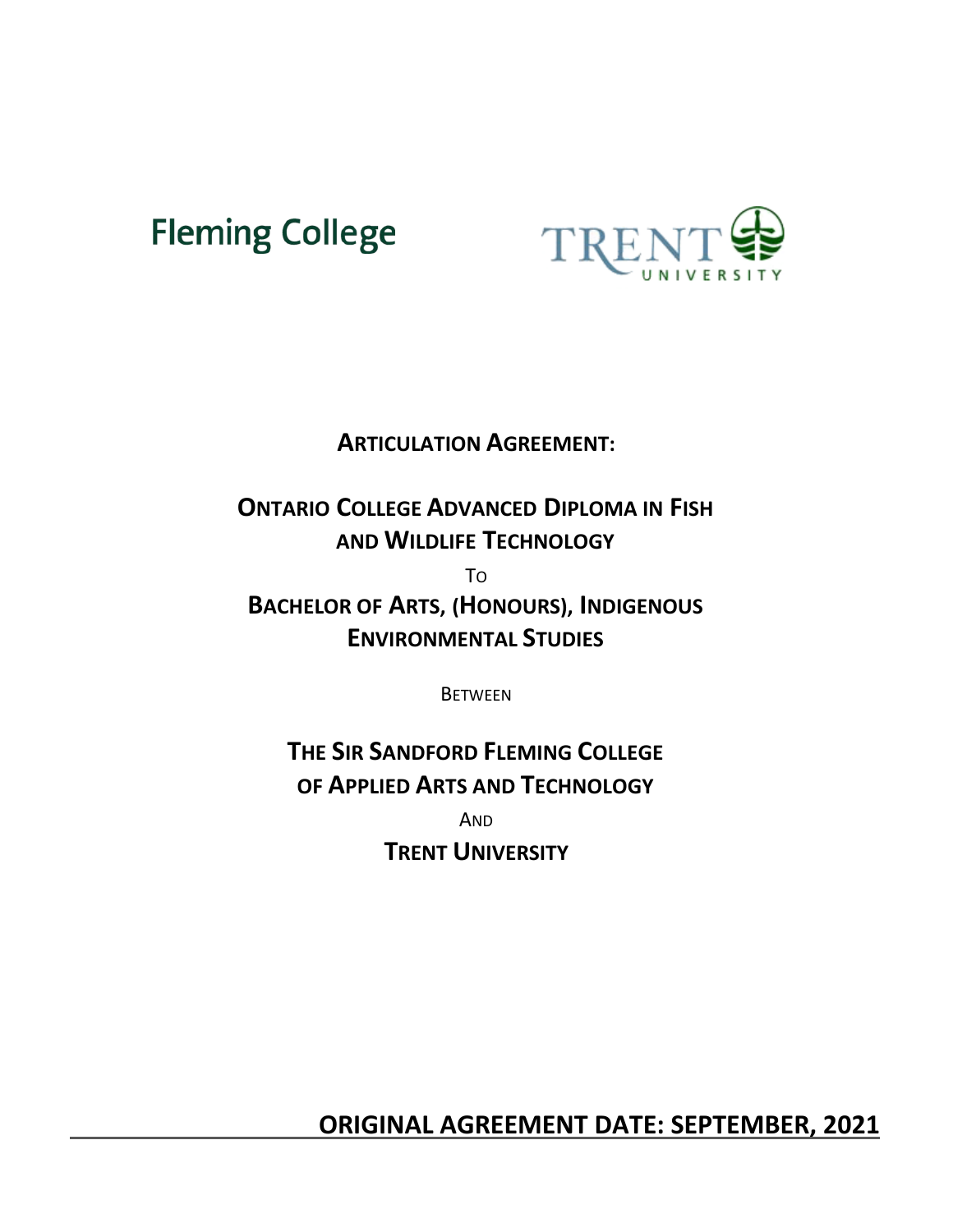Fleming College

TRENT UNIVERSITY

# ARTICULATION AGREEMENT:

## ONTARIO COLLEGE ADVANCED DIPLOMA IN FISH AND WILDLIFE TECHNOLOGY

TO

## BACHELOR OF ARTS, (HONOURS), INDIGENOUS ENVIRONMENTAL STUDIES

BETWEEN

## THE SIR SANDFORD FLEMING COLLEGE OF APPLIED ARTS AND TECHNOLOGY

AND

## TRENT UNIVERSITY

**ORIGINAL AGREEMENT DATE: SEPTEMBER, 2021**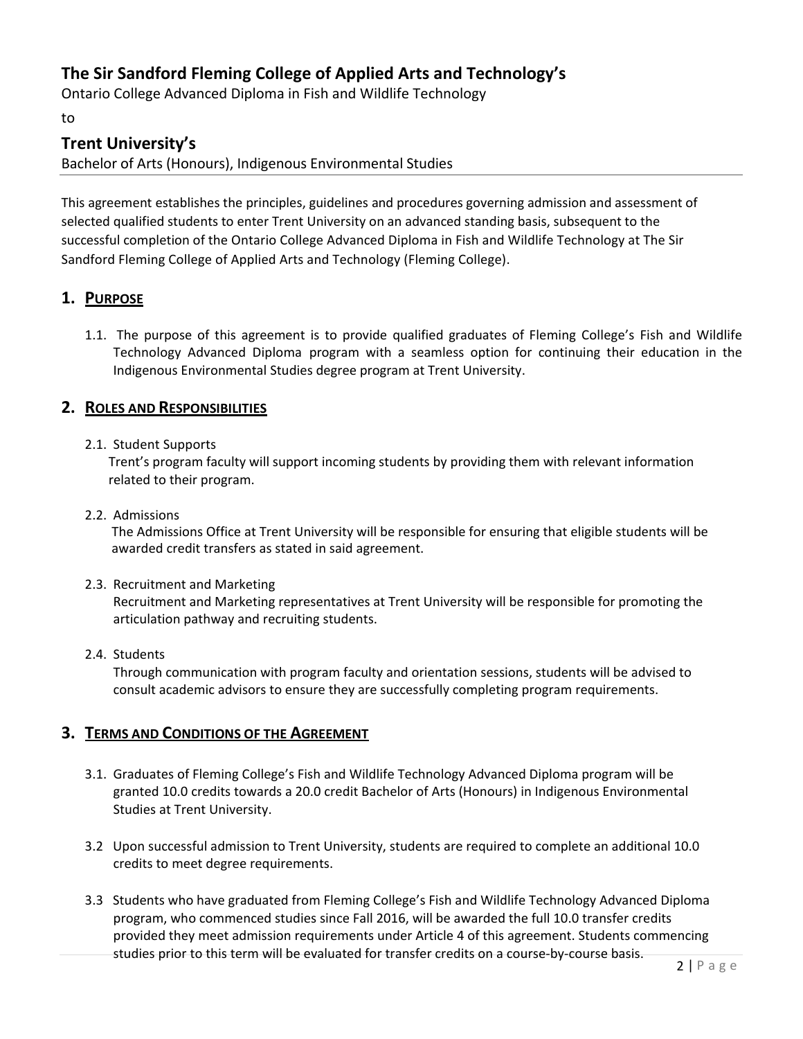## The Sir Sandford Fleming College of Applied Arts and Technology's

Ontario College Advanced Diploma in Fish and Wildlife Technology

to

## Trent University's

Bachelor of Arts (Honours), Indigenous Environmental Studies

---

This agreement establishes the principles, guidelines and procedures governing admission and assessment of selected qualified students to enter Trent University on an advanced standing basis, subsequent to the successful completion of the Ontario College Advanced Diploma in Fish and Wildlife Technology at The Sir Sandford Fleming College of Applied Arts and Technology (Fleming College).

### 1. PURPOSE

1.1. The purpose of this agreement is to provide qualified graduates of Fleming College's Fish and Wildlife Technology Advanced Diploma program with a seamless option for continuing their education in the Indigenous Environmental Studies degree program at Trent University.

### 2. ROLES AND RESPONSIBILITIES

2.1. Student Supports

Trent's program faculty will support incoming students by providing them with relevant information related to their program.

2.2. Admissions

The Admissions Office at Trent University will be responsible for ensuring that eligible students will be awarded credit transfers as stated in said agreement.

2.3. Recruitment and Marketing

Recruitment and Marketing representatives at Trent University will be responsible for promoting the articulation pathway and recruiting students.

2.4. Students

Through communication with program faculty and orientation sessions, students will be advised to consult academic advisors to ensure they are successfully completing program requirements.

### 3. TERMS AND CONDITIONS OF THE AGREEMENT

3.1. Graduates of Fleming College's Fish and Wildlife Technology Advanced Diploma program will be granted 10.0 credits towards a 20.0 credit Bachelor of Arts (Honours) in Indigenous Environmental Studies at Trent University.

3.2 Upon successful admission to Trent University, students are required to complete an additional 10.0 credits to meet degree requirements.

3.3 Students who have graduated from Fleming College's Fish and Wildlife Technology Advanced Diploma program, who commenced studies since Fall 2016, will be awarded the full 10.0 transfer credits provided they meet admission requirements under Article 4 of this agreement. Students commencing studies prior to this term will be evaluated for transfer credits on a course-by-course basis.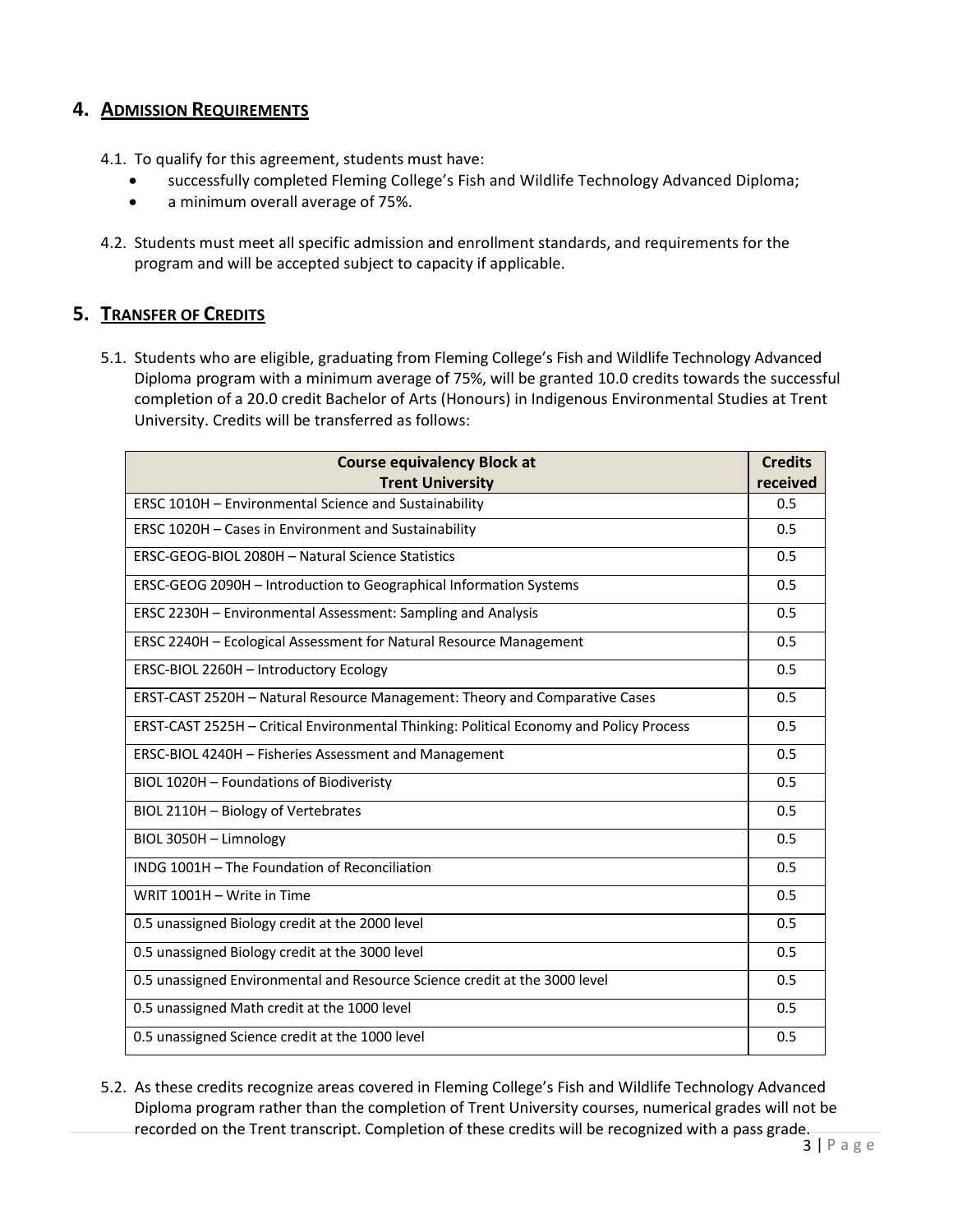## 4. Admission Requirements

4.1. To qualify for this agreement, students must have:

- successfully completed Fleming College's Fish and Wildlife Technology Advanced Diploma;
- a minimum overall average of 75%.

4.2. Students must meet all specific admission and enrollment standards, and requirements for the program and will be accepted subject to capacity if applicable.

## 5. Transfer of Credits

5.1. Students who are eligible, graduating from Fleming College's Fish and Wildlife Technology Advanced Diploma program with a minimum average of 75%, will be granted 10.0 credits towards the successful completion of a 20.0 credit Bachelor of Arts (Honours) in Indigenous Environmental Studies at Trent University. Credits will be transferred as follows:

| Course equivalency Block at Trent University | Credits received |
|---|---|
| ERSC 1010H – Environmental Science and Sustainability | 0.5 |
| ERSC 1020H – Cases in Environment and Sustainability | 0.5 |
| ERSC-GEOG-BIOL 2080H – Natural Science Statistics | 0.5 |
| ERSC-GEOG 2090H – Introduction to Geographical Information Systems | 0.5 |
| ERSC 2230H – Environmental Assessment: Sampling and Analysis | 0.5 |
| ERSC 2240H – Ecological Assessment for Natural Resource Management | 0.5 |
| ERSC-BIOL 2260H – Introductory Ecology | 0.5 |
| ERST-CAST 2520H – Natural Resource Management: Theory and Comparative Cases | 0.5 |
| ERST-CAST 2525H – Critical Environmental Thinking: Political Economy and Policy Process | 0.5 |
| ERSC-BIOL 4240H – Fisheries Assessment and Management | 0.5 |
| BIOL 1020H – Foundations of Biodiveristy | 0.5 |
| BIOL 2110H – Biology of Vertebrates | 0.5 |
| BIOL 3050H – Limnology | 0.5 |
| INDG 1001H – The Foundation of Reconciliation | 0.5 |
| WRIT 1001H – Write in Time | 0.5 |
| 0.5 unassigned Biology credit at the 2000 level | 0.5 |
| 0.5 unassigned Biology credit at the 3000 level | 0.5 |
| 0.5 unassigned Environmental and Resource Science credit at the 3000 level | 0.5 |
| 0.5 unassigned Math credit at the 1000 level | 0.5 |
| 0.5 unassigned Science credit at the 1000 level | 0.5 |

5.2. As these credits recognize areas covered in Fleming College's Fish and Wildlife Technology Advanced Diploma program rather than the completion of Trent University courses, numerical grades will not be recorded on the Trent transcript. Completion of these credits will be recognized with a pass grade.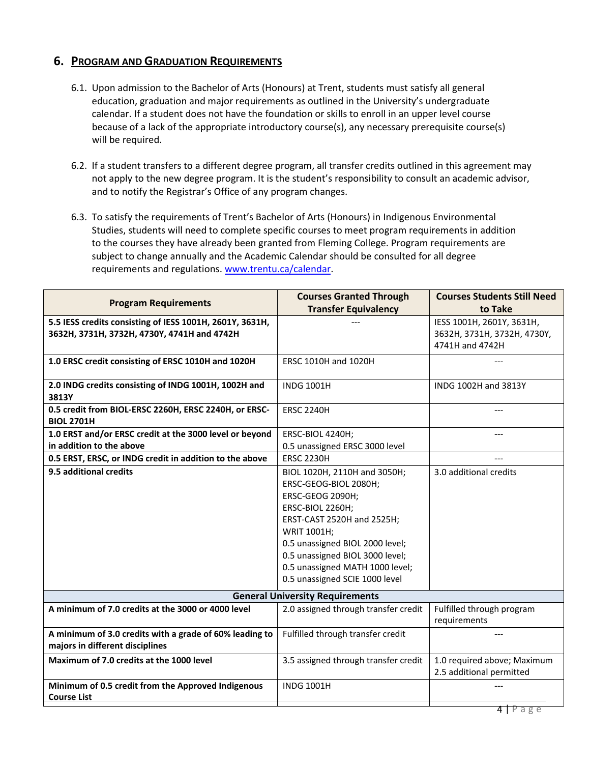## 6. PROGRAM AND GRADUATION REQUIREMENTS

6.1. Upon admission to the Bachelor of Arts (Honours) at Trent, students must satisfy all general education, graduation and major requirements as outlined in the University's undergraduate calendar. If a student does not have the foundation or skills to enroll in an upper level course because of a lack of the appropriate introductory course(s), any necessary prerequisite course(s) will be required.

6.2. If a student transfers to a different degree program, all transfer credits outlined in this agreement may not apply to the new degree program. It is the student's responsibility to consult an academic advisor, and to notify the Registrar's Office of any program changes.

6.3. To satisfy the requirements of Trent's Bachelor of Arts (Honours) in Indigenous Environmental Studies, students will need to complete specific courses to meet program requirements in addition to the courses they have already been granted from Fleming College. Program requirements are subject to change annually and the Academic Calendar should be consulted for all degree requirements and regulations. [www.trentu.ca/calendar](www.trentu.ca/calendar).

| Program Requirements | Courses Granted Through Transfer Equivalency | Courses Students Still Need to Take |
|---|---|---|
| **5.5 IESS credits consisting of IESS 1001H, 2601Y, 3631H, 3632H, 3731H, 3732H, 4730Y, 4741H and 4742H** | --- | IESS 1001H, 2601Y, 3631H, 3632H, 3731H, 3732H, 4730Y, 4741H and 4742H |
| **1.0 ERSC credit consisting of ERSC 1010H and 1020H** | ERSC 1010H and 1020H | --- |
| **2.0 INDG credits consisting of INDG 1001H, 1002H and 3813Y** | INDG 1001H | INDG 1002H and 3813Y |
| **0.5 credit from BIOL-ERSC 2260H, ERSC 2240H, or ERSC-BIOL 2701H** | ERSC 2240H | --- |
| **1.0 ERST and/or ERSC credit at the 3000 level or beyond in addition to the above** | ERSC-BIOL 4240H; 0.5 unassigned ERSC 3000 level | --- |
| **0.5 ERST, ERSC, or INDG credit in addition to the above** | ERSC 2230H | --- |
| **9.5 additional credits** | BIOL 1020H, 2110H and 3050H; ERSC-GEOG-BIOL 2080H; ERSC-GEOG 2090H; ERSC-BIOL 2260H; ERST-CAST 2520H and 2525H; WRIT 1001H; 0.5 unassigned BIOL 2000 level; 0.5 unassigned BIOL 3000 level; 0.5 unassigned MATH 1000 level; 0.5 unassigned SCIE 1000 level | 3.0 additional credits |
| **General University Requirements** | | |
| **A minimum of 7.0 credits at the 3000 or 4000 level** | 2.0 assigned through transfer credit | Fulfilled through program requirements |
| **A minimum of 3.0 credits with a grade of 60% leading to majors in different disciplines** | Fulfilled through transfer credit | --- |
| **Maximum of 7.0 credits at the 1000 level** | 3.5 assigned through transfer credit | 1.0 required above; Maximum 2.5 additional permitted |
| **Minimum of 0.5 credit from the Approved Indigenous Course List** | INDG 1001H | --- |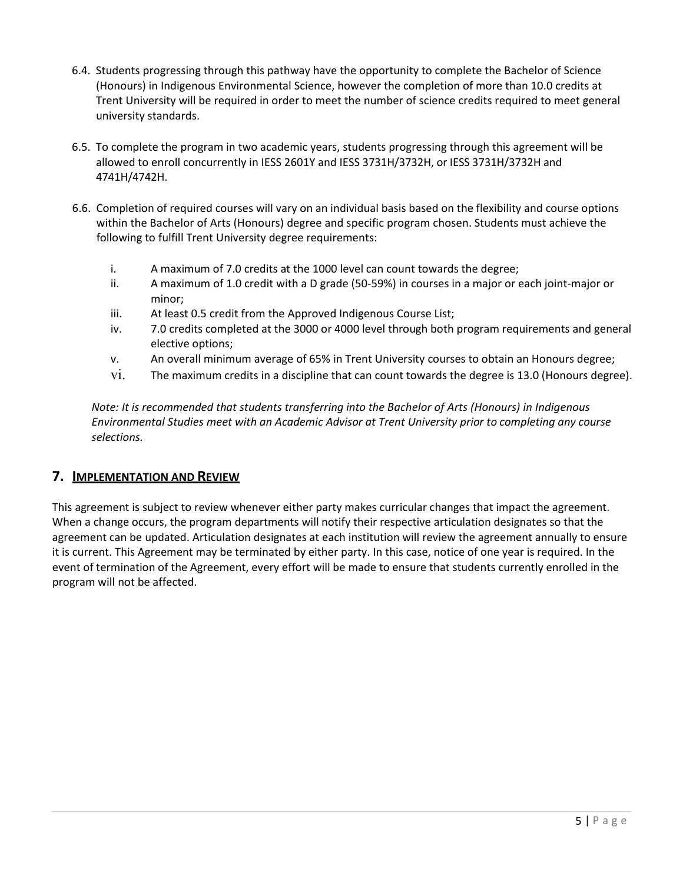6.4. Students progressing through this pathway have the opportunity to complete the Bachelor of Science (Honours) in Indigenous Environmental Science, however the completion of more than 10.0 credits at Trent University will be required in order to meet the number of science credits required to meet general university standards.

6.5. To complete the program in two academic years, students progressing through this agreement will be allowed to enroll concurrently in IESS 2601Y and IESS 3731H/3732H, or IESS 3731H/3732H and 4741H/4742H.

6.6. Completion of required courses will vary on an individual basis based on the flexibility and course options within the Bachelor of Arts (Honours) degree and specific program chosen. Students must achieve the following to fulfill Trent University degree requirements:

i. A maximum of 7.0 credits at the 1000 level can count towards the degree;
ii. A maximum of 1.0 credit with a D grade (50-59%) in courses in a major or each joint-major or minor;
iii. At least 0.5 credit from the Approved Indigenous Course List;
iv. 7.0 credits completed at the 3000 or 4000 level through both program requirements and general elective options;
v. An overall minimum average of 65% in Trent University courses to obtain an Honours degree;
vi. The maximum credits in a discipline that can count towards the degree is 13.0 (Honours degree).

*Note: It is recommended that students transferring into the Bachelor of Arts (Honours) in Indigenous Environmental Studies meet with an Academic Advisor at Trent University prior to completing any course selections.*

## 7. Implementation and Review

This agreement is subject to review whenever either party makes curricular changes that impact the agreement. When a change occurs, the program departments will notify their respective articulation designates so that the agreement can be updated. Articulation designates at each institution will review the agreement annually to ensure it is current. This Agreement may be terminated by either party. In this case, notice of one year is required. In the event of termination of the Agreement, every effort will be made to ensure that students currently enrolled in the program will not be affected.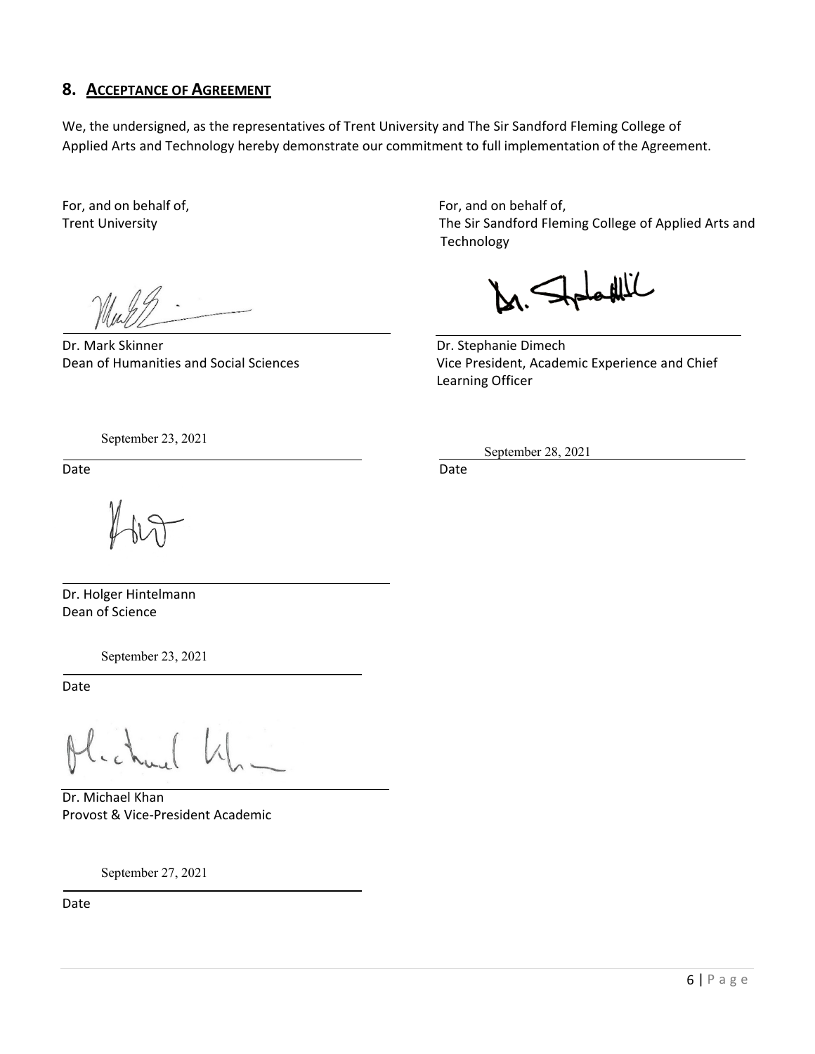## 8. Acceptance of Agreement

We, the undersigned, as the representatives of Trent University and The Sir Sandford Fleming College of Applied Arts and Technology hereby demonstrate our commitment to full implementation of the Agreement.

For, and on behalf of,
Trent University

Dr. Mark Skinner
Dean of Humanities and Social Sciences

September 23, 2021

Date

Dr. Holger Hintelmann
Dean of Science

September 23, 2021

Date

Dr. Michael Khan
Provost & Vice-President Academic

September 27, 2021

Date

For, and on behalf of,
The Sir Sandford Fleming College of Applied Arts and Technology

Dr. Stephanie Dimech
Vice President, Academic Experience and Chief Learning Officer

September 28, 2021

Date